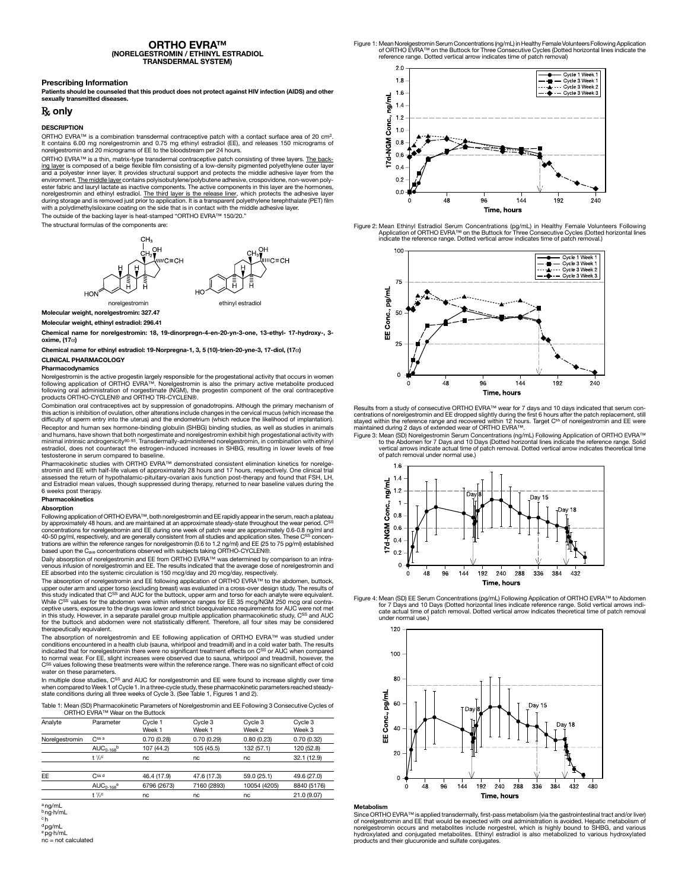# ORTHO EVRA™
## (NORELGESTROMIN / ETHINYL ESTRADIOL TRANSDERMAL SYSTEM)

### Prescribing Information

**Patients should be counseled that this product does not protect against HIV infection (AIDS) and other sexually transmitted diseases.**

## ℞ only

### DESCRIPTION

ORTHO EVRA™ is a combination transdermal contraceptive patch with a contact surface area of 20 cm². It contains 6.00 mg norelgestromin and 0.75 mg ethinyl estradiol (EE), and releases 150 micrograms of norelgestromin and 20 micrograms of EE to the bloodstream per 24 hours.

ORTHO EVRA™ is a thin, matrix-type transdermal contraceptive patch consisting of three layers. The backing layer is composed of a beige flexible film consisting of a low-density pigmented polyethylene outer layer and a polyester inner layer. It provides structural support and protects the middle adhesive layer from the environment. The middle layer contains polyisobutylene/polybutene adhesive, crospovidone, non-woven polyester fabric and lauryl lactate as inactive components. The active components in this layer are the hormones, norelgestromin and ethinyl estradiol. The third layer is the release liner, which protects the adhesive layer during storage and is removed just prior to application. It is a transparent polyethylene terephthalate (PET) film with a polydimethylsiloxane coating on the side that is in contact with the middle adhesive layer.

The outside of the backing layer is heat-stamped "ORTHO EVRA™ 150/20."

The structural formulas of the components are:

norelgestromin ethinyl estradiol

**Molecular weight, norelgestromin: 327.47**

**Molecular weight, ethinyl estradiol: 296.41**

**Chemical name for norelgestromin: 18, 19-dinorpregn-4-en-20-yn-3-one, 13-ethyl- 17-hydroxy-, 3-oxime, (17α)**

**Chemical name for ethinyl estradiol: 19-Norpregna-1, 3, 5 (10)-trien-20-yne-3, 17-diol, (17α)**

### CLINICAL PHARMACOLOGY

#### Pharmacodynamics

Norelgestromin is the active progestin largely responsible for the progestational activity that occurs in women following application of ORTHO EVRA™. Norelgestromin is also the primary active metabolite produced following oral administration of norgestimate (NGM), the progestin component of the oral contraceptive products ORTHO-CYCLEN® and ORTHO TRI-CYCLEN®.

Combination oral contraceptives act by suppression of gonadotropins. Although the primary mechanism of this action is inhibition of ovulation, other alterations include changes in the cervical mucus (which increase the difficulty of sperm entry into the uterus) and the endometrium (which reduce the likelihood of implantation).

Receptor and human sex hormone-binding globulin (SHBG) binding studies, as well as studies in animals and humans, have shown that both norgestimate and norelgestromin exhibit high progestational activity with minimal intrinsic androgenicity[90-93]. Transdermally-administered norelgestromin, in combination with ethinyl estradiol, does not counteract the estrogen-induced increases in SHBG, resulting in lower levels of free testosterone in serum compared to baseline.

Pharmacokinetic studies with ORTHO EVRA™ demonstrated consistent elimination kinetics for norelgestromin and EE with half-life values of approximately 28 hours and 17 hours, respectively. One clinical trial assessed the return of hypothalamic-pituitary-ovarian axis function post-therapy and found that FSH, LH, and Estradiol mean values, though suppressed during therapy, returned to near baseline values during the 6 weeks post therapy.

#### Pharmacokinetics

##### Absorption

Following application of ORTHO EVRA™, both norelgestromin and EE rapidly appear in the serum, reach a plateau by approximately 48 hours, and are maintained at an approximate steady-state throughout the wear period. $C^{SS}$ concentrations for norelgestromin and EE during one week of patch wear are approximately 0.6-0.8 ng/ml and 40-50 pg/ml, respectively, and are generally consistent from all studies and application sites. These $C^{SS}$ concentrations are within the reference ranges for norelgestromin (0.6 to 1.2 ng/ml) and EE (25 to 75 pg/ml) established based upon the $C_{ave}$ concentrations observed with subjects taking ORTHO-CYCLEN®.

Daily absorption of norelgestromin and EE from ORTHO EVRA™ was determined by comparison to an intravenous infusion of norelgestromin and EE. The results indicated that the average dose of norelgestromin and EE absorbed into the systemic circulation is 150 mcg/day and 20 mcg/day, respectively.

The absorption of norelgestromin and EE following application of ORTHO EVRA™ to the abdomen, buttock, upper outer arm and upper torso (excluding breast) was evaluated in a cross-over design study. The results of this study indicated that $C^{SS}$ and AUC for the buttock, upper arm and torso for each analyte were equivalent. While $C^{SS}$ values for the abdomen were within reference ranges for EE 35 mcg/NGM 250 mcg oral contraceptive users, exposure to the drugs was lower and strict bioequivalence requirements for AUC were not met in this study. However, in a separate parallel group multiple application pharmacokinetic study, $C^{SS}$ and AUC for the buttock and abdomen were not statistically different. Therefore, all four sites may be considered therapeutically equivalent.

The absorption of norelgestromin and EE following application of ORTHO EVRA™ was studied under conditions encountered in a health club (sauna, whirlpool and treadmill) and in a cold water bath. The results indicated that for norelgestromin there were no significant treatment effects on $C^{SS}$ or AUC when compared to normal wear. For EE, slight increases were observed due to sauna, whirlpool and treadmill, however, the $C^{SS}$ values following these treatments were within the reference range. There was no significant effect of cold water on these parameters.

In multiple dose studies, $C^{SS}$ and AUC for norelgestromin and EE were found to increase slightly over time when compared to Week 1 of Cycle 1. In a three-cycle study, these pharmacokinetic parameters reached steady-state conditions during all three weeks of Cycle 3. (See Table 1, Figures 1 and 2).

Table 1: Mean (SD) Pharmacokinetic Parameters of Norelgestromin and EE Following 3 Consecutive Cycles of ORTHO EVRA™ Wear on the Buttock

| Analyte | Parameter | Cycle 1 Week 1 | Cycle 3 Week 1 | Cycle 3 Week 2 | Cycle 3 Week 3 |
|---|---|---|---|---|---|
| Norelgestromin | $C^{ss}$ [a] | 0.70 (0.28) | 0.70 (0.29) | 0.80 (0.23) | 0.70 (0.32) |
| | $AUC_{0-168}$ [b] | 107 (44.2) | 105 (45.5) | 132 (57.1) | 120 (52.8) |
| | $t_{1/2}$ [c] | nc | nc | nc | 32.1 (12.9) |
| EE | $C^{ss}$ [d] | 46.4 (17.9) | 47.6 (17.3) | 59.0 (25.1) | 49.6 (27.0) |
| | $AUC_{0-168}$ [e] | 6796 (2673) | 7160 (2893) | 10054 (4205) | 8840 (5176) |
| | $t_{1/2}$ [c] | nc | nc | nc | 21.0 (9.07) |

[a] ng/mL
[b] ng·h/mL
[c] h
[d] pg/mL
[e] pg·h/mL
nc = not calculated

Figure 1: Mean Norelgestromin Serum Concentrations (ng/mL) in Healthy Female Volunteers Following Application of ORTHO EVRA™ on the Buttock for Three Consecutive Cycles (Dotted horizontal lines indicate the reference range. Dotted vertical arrow indicates time of patch removal)

Figure 2: Mean Ethinyl Estradiol Serum Concentrations (pg/mL) in Healthy Female Volunteers Following Application of ORTHO EVRA™ on the Buttock for Three Consecutive Cycles (Dotted horizontal lines indicate the reference range. Dotted vertical arrow indicates time of patch removal.)

Results from a study of consecutive ORTHO EVRA™ wear for 7 days and 10 days indicated that serum concentrations of norelgestromin and EE dropped slightly during the first 6 hours after the patch replacement, still stayed within the reference range and recovered within 12 hours. Target $C^{ss}$ of norelgestromin and EE were maintained during 2 days of extended wear of ORTHO EVRA™.

Figure 3: Mean (SD) Norelgestromin Serum Concentrations (ng/mL) Following Application of ORTHO EVRA™ to the Abdomen for 7 Days and 10 Days (Dotted horizontal lines indicate the reference range. Solid vertical arrows indicate actual time of patch removal. Dotted vertical arrow indicates theoretical time of patch removal under normal use.)

Figure 4: Mean (SD) EE Serum Concentrations (pg/mL) Following Application of ORTHO EVRA™ to Abdomen for 7 Days and 10 Days (Dotted horizontal lines indicate reference range. Solid vertical arrows indicate actual time of patch removal. Dotted vertical arrow indicates theoretical time of patch removal under normal use.)

##### Metabolism

Since ORTHO EVRA™ is applied transdermally, first-pass metabolism (via the gastrointestinal tract and/or liver) of norelgestromin and EE that would be expected with oral administration is avoided. Hepatic metabolism of norelgestromin occurs and metabolites include norgestrel, which is highly bound to SHBG, and various hydroxylated and conjugated metabolites. Ethinyl estradiol is also metabolized to various hydroxylated products and their glucuronide and sulfate conjugates.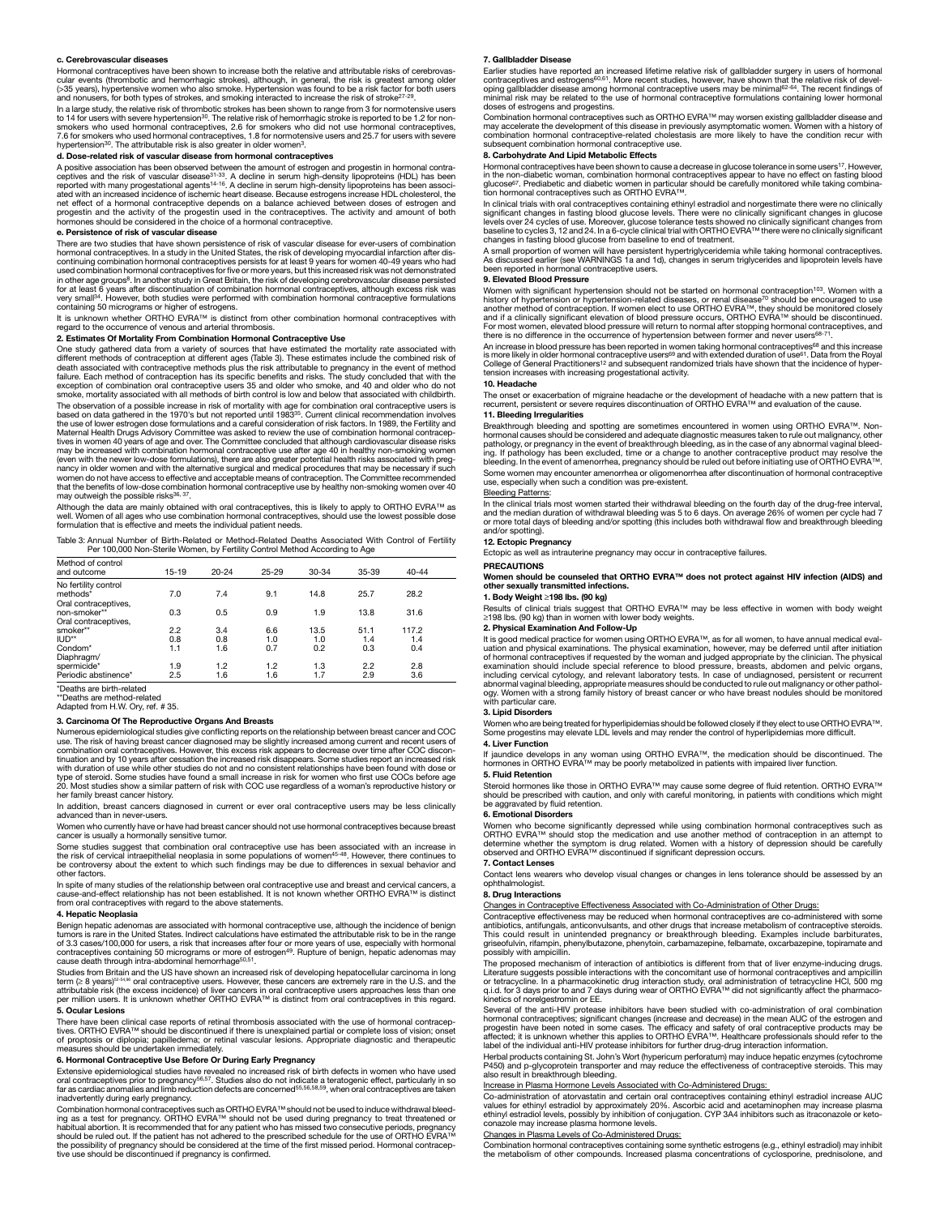#### c. Cerebrovascular diseases

Hormonal contraceptives have been shown to increase both the relative and attributable risks of cerebrovascular events (thrombotic and hemorrhagic strokes), although, in general, the risk is greatest among older (>35 years), hypertensive women who also smoke. Hypertension was found to be a risk factor for both users and nonusers, for both types of strokes, and smoking interacted to increase the risk of stroke[27-29].

In a large study, the relative risk of thrombotic strokes has been shown to range from 3 for normotensive users to 14 for users with severe hypertension[30]. The relative risk of hemorrhagic stroke is reported to be 1.2 for non-smokers who used hormonal contraceptives, 2.6 for smokers who did not use hormonal contraceptives, 7.6 for smokers who used hormonal contraceptives, 1.8 for normotensive users and 25.7 for users with severe hypertension[30]. The attributable risk is also greater in older women[3].

#### d. Dose-related risk of vascular disease from hormonal contraceptives

A positive association has been observed between the amount of estrogen and progestin in hormonal contraceptives and the risk of vascular disease[31-33]. A decline in serum high-density lipoproteins (HDL) has been reported with many progestational agents[14-16]. A decline in serum high-density lipoproteins has been associated with an increased incidence of ischemic heart disease. Because estrogens increase HDL cholesterol, the net effect of a hormonal contraceptive depends on a balance achieved between doses of estrogen and progestin and the activity of the progestin used in the contraceptives. The activity and amount of both hormones should be considered in the choice of a hormonal contraceptive.

#### e. Persistence of risk of vascular disease

There are two studies that have shown persistence of risk of vascular disease for ever-users of combination hormonal contraceptives. In a study in the United States, the risk of developing myocardial infarction after discontinuing combination hormonal contraceptives persists for at least 9 years for women 40-49 years who had used combination hormonal contraceptives for five or more years, but this increased risk was not demonstrated in other age groups[8]. In another study in Great Britain, the risk of developing cerebrovascular disease persisted for at least 6 years after discontinuation of combination hormonal contraceptives, although excess risk was very small[34]. However, both studies were performed with combination hormonal contraceptive formulations containing 50 micrograms or higher of estrogens.

It is unknown whether ORTHO EVRA™ is distinct from other combination hormonal contraceptives with regard to the occurrence of venous and arterial thrombosis.

### 2. Estimates Of Mortality From Combination Hormonal Contraceptive Use

One study gathered data from a variety of sources that have estimated the mortality rate associated with different methods of contraception at different ages (Table 3). These estimates include the combined risk of death associated with contraceptive methods plus the risk attributable to pregnancy in the event of method failure. Each method of contraception has its specific benefits and risks. The study concluded that with the exception of combination oral contraceptive users 35 and older who smoke, and 40 and older who do not smoke, mortality associated with all methods of birth control is low and below that associated with childbirth.

The observation of a possible increase in risk of mortality with age for combination oral contraceptive users is based on data gathered in the 1970's but not reported until 1983[35]. Current clinical recommendation involves the use of lower estrogen dose formulations and a careful consideration of risk factors. In 1989, the Fertility and Maternal Health Drugs Advisory Committee was asked to review the use of combination hormonal contraceptives in women 40 years of age and over. The Committee concluded that although cardiovascular disease risks may be increased with combination hormonal contraceptive use after age 40 in healthy non-smoking women (even with the newer low-dose formulations), there are also greater potential health risks associated with pregnancy in older women and with the alternative surgical and medical procedures that may be necessary if such women do not have access to effective and acceptable means of contraception. The Committee recommended that the benefits of low-dose combination hormonal contraceptive use by healthy non-smoking women over 40 may outweigh the possible risks[36, 37].

Although the data are mainly obtained with oral contraceptives, this is likely to apply to ORTHO EVRA™ as well. Women of all ages who use combination hormonal contraceptives, should use the lowest possible dose formulation that is effective and meets the individual patient needs.

Table 3: Annual Number of Birth-Related or Method-Related Deaths Associated With Control of Fertility Per 100,000 Non-Sterile Women, by Fertility Control Method According to Age

| Method of control and outcome | 15-19 | 20-24 | 25-29 | 30-34 | 35-39 | 40-44 |
|---|---|---|---|---|---|---|
| No fertility control methods* | 7.0 | 7.4 | 9.1 | 14.8 | 25.7 | 28.2 |
| Oral contraceptives, non-smoker** | 0.3 | 0.5 | 0.9 | 1.9 | 13.8 | 31.6 |
| Oral contraceptives, smoker** | 2.2 | 3.4 | 6.6 | 13.5 | 51.1 | 117.2 |
| IUD** | 0.8 | 0.8 | 1.0 | 1.0 | 1.4 | 1.4 |
| Condom* | 1.1 | 1.6 | 0.7 | 0.2 | 0.3 | 0.4 |
| Diaphragm/ spermicide* | 1.9 | 1.2 | 1.2 | 1.3 | 2.2 | 2.8 |
| Periodic abstinence* | 2.5 | 1.6 | 1.6 | 1.7 | 2.9 | 3.6 |

*Deaths are birth-related
**Deaths are method-related
Adapted from H.W. Ory, ref. # 35.

### 3. Carcinoma Of The Reproductive Organs And Breasts

Numerous epidemiological studies give conflicting reports on the relationship between breast cancer and COC use. The risk of having breast cancer diagnosed may be slightly increased among current and recent users of combination oral contraceptives. However, this excess risk appears to decrease over time after COC discontinuation and by 10 years after cessation the increased risk disappears. Some studies report an increased risk with duration of use while other studies do not and no consistent relationships have been found with dose or type of steroid. Some studies have found a small increase in risk for women who first use COCs before age 20. Most studies show a similar pattern of risk with COC use regardless of a woman's reproductive history or her family breast cancer history.

In addition, breast cancers diagnosed in current or ever oral contraceptive users may be less clinically advanced than in never-users.

Women who currently have or have had breast cancer should not use hormonal contraceptives because breast cancer is usually a hormonally sensitive tumor.

Some studies suggest that combination oral contraceptive use has been associated with an increase in the risk of cervical intraepithelial neoplasia in some populations of women[45-48]. However, there continues to be controversy about the extent to which such findings may be due to differences in sexual behavior and other factors.

In spite of many studies of the relationship between oral contraceptive use and breast and cervical cancers, a cause-and-effect relationship has not been established. It is not known whether ORTHO EVRA™ is distinct from oral contraceptives with regard to the above statements.

### 4. Hepatic Neoplasia

Benign hepatic adenomas are associated with hormonal contraceptive use, although the incidence of benign tumors is rare in the United States. Indirect calculations have estimated the attributable risk to be in the range of 3.3 cases/100,000 for users, a risk that increases after four or more years of use, especially with hormonal contraceptives containing 50 micrograms or more of estrogen[49]. Rupture of benign, hepatic adenomas may cause death through intra-abdominal hemorrhage[50,51].

Studies from Britain and the US have shown an increased risk of developing hepatocellular carcinoma in long term (≥ 8 years)[52-54,96] oral contraceptive users. However, these cancers are extremely rare in the U.S. and the attributable risk (the excess incidence) of liver cancers in oral contraceptive users approaches less than one per million users. It is unknown whether ORTHO EVRA™ is distinct from oral contraceptives in this regard.

### 5. Ocular Lesions

There have been clinical case reports of retinal thrombosis associated with the use of hormonal contraceptives. ORTHO EVRA™ should be discontinued if there is unexplained partial or complete loss of vision; onset of proptosis or diplopia; papilledema; or retinal vascular lesions. Appropriate diagnostic and therapeutic measures should be undertaken immediately.

### 6. Hormonal Contraceptive Use Before Or During Early Pregnancy

Extensive epidemiological studies have revealed no increased risk of birth defects in women who have used oral contraceptives prior to pregnancy[56,57]. Studies also do not indicate a teratogenic effect, particularly in so far as cardiac anomalies and limb reduction defects are concerned[55,56,58,59], when oral contraceptives are taken inadvertently during early pregnancy.

Combination hormonal contraceptives such as ORTHO EVRA™ should not be used to induce withdrawal bleeding as a test for pregnancy. ORTHO EVRA™ should not be used during pregnancy to treat threatened or habitual abortion. It is recommended that for any patient who has missed two consecutive periods, pregnancy should be ruled out. If the patient has not adhered to the prescribed schedule for the use of ORTHO EVRA™ the possibility of pregnancy should be considered at the time of the first missed period. Hormonal contraceptive use should be discontinued if pregnancy is confirmed.

### 7. Gallbladder Disease

Earlier studies have reported an increased lifetime relative risk of gallbladder surgery in users of hormonal contraceptives and estrogens[60,61]. More recent studies, however, have shown that the relative risk of developing gallbladder disease among hormonal contraceptive users may be minimal[62-64]. The recent findings of minimal risk may be related to the use of hormonal contraceptive formulations containing lower hormonal doses of estrogens and progestins.

Combination hormonal contraceptives such as ORTHO EVRA™ may worsen existing gallbladder disease and may accelerate the development of this disease in previously asymptomatic women. Women with a history of combination hormonal contraceptive-related cholestasis are more likely to have the condition recur with subsequent combination hormonal contraceptive use.

### 8. Carbohydrate And Lipid Metabolic Effects

Hormonal contraceptives have been shown to cause a decrease in glucose tolerance in some users[17]. However, in the non-diabetic woman, combination hormonal contraceptives appear to have no effect on fasting blood glucose[67]. Prediabetic and diabetic women in particular should be carefully monitored while taking combination hormonal contraceptives such as ORTHO EVRA™.

In clinical trials with oral contraceptives containing ethinyl estradiol and norgestimate there were no clinically significant changes in fasting blood glucose levels. There were no clinically significant changes in glucose levels over 24 cycles of use. Moreover, glucose tolerance tests showed no clinically significant changes from baseline to cycles 3, 12 and 24. In a 6-cycle clinical trial with ORTHO EVRA™ there were no clinically significant changes in fasting blood glucose from baseline to end of treatment.

A small proportion of women will have persistent hypertriglyceridemia while taking hormonal contraceptives. As discussed earlier (see WARNINGS 1a and 1d), changes in serum triglycerides and lipoprotein levels have been reported in hormonal contraceptive users.

### 9. Elevated Blood Pressure

Women with significant hypertension should not be started on hormonal contraception[103]. Women with a history of hypertension or hypertension-related diseases, or renal disease[70] should be encouraged to use another method of contraception. If women elect to use ORTHO EVRA™, they should be monitored closely and if a clinically significant elevation of blood pressure occurs, ORTHO EVRA™ should be discontinued. For most women, elevated blood pressure will return to normal after stopping hormonal contraceptives, and there is no difference in the occurrence of hypertension between former and never users[68-71].

An increase in blood pressure has been reported in women taking hormonal contraceptives[68] and this increase is more likely in older hormonal contraceptive users[69] and with extended duration of use[61]. Data from the Royal College of General Practitioners[12] and subsequent randomized trials have shown that the incidence of hypertension increases with increasing progestational activity.

### 10. Headache

The onset or exacerbation of migraine headache or the development of headache with a new pattern that is recurrent, persistent or severe requires discontinuation of ORTHO EVRA™ and evaluation of the cause.

### 11. Bleeding Irregularities

Breakthrough bleeding and spotting are sometimes encountered in women using ORTHO EVRA™. Non-hormonal causes should be considered and adequate diagnostic measures taken to rule out malignancy, other pathology, or pregnancy in the event of breakthrough bleeding, as in the case of any abnormal vaginal bleeding. If pathology has been excluded, time or a change to another contraceptive product may resolve the bleeding. In the event of amenorrhea, pregnancy should be ruled out before initiating use of ORTHO EVRA™.

Some women may encounter amenorrhea or oligomenorrhea after discontinuation of hormonal contraceptive use, especially when such a condition was pre-existent.

Bleeding Patterns:

In the clinical trials most women started their withdrawal bleeding on the fourth day of the drug-free interval, and the median duration of withdrawal bleeding was 5 to 6 days. On average 26% of women per cycle had 7 or more total days of bleeding and/or spotting (this includes both withdrawal flow and breakthrough bleeding and/or spotting).

### 12. Ectopic Pregnancy

Ectopic as well as intrauterine pregnancy may occur in contraceptive failures.

## PRECAUTIONS

**Women should be counseled that ORTHO EVRA™ does not protect against HIV infection (AIDS) and other sexually transmitted infections.**

### 1. Body Weight ≥198 lbs. (90 kg)

Results of clinical trials suggest that ORTHO EVRA™ may be less effective in women with body weight ≥198 lbs. (90 kg) than in women with lower body weights.

### 2. Physical Examination And Follow-Up

It is good medical practice for women using ORTHO EVRA™, as for all women, to have annual medical evaluation and physical examinations. The physical examination, however, may be deferred until after initiation of hormonal contraceptives if requested by the woman and judged appropriate by the clinician. The physical examination should include special reference to blood pressure, breasts, abdomen and pelvic organs, including cervical cytology, and relevant laboratory tests. In case of undiagnosed, persistent or recurrent abnormal vaginal bleeding, appropriate measures should be conducted to rule out malignancy or other pathology. Women with a strong family history of breast cancer or who have breast nodules should be monitored with particular care.

### 3. Lipid Disorders

Women who are being treated for hyperlipidemias should be followed closely if they elect to use ORTHO EVRA™. Some progestins may elevate LDL levels and may render the control of hyperlipidemias more difficult.

### 4. Liver Function

If jaundice develops in any woman using ORTHO EVRA™, the medication should be discontinued. The hormones in ORTHO EVRA™ may be poorly metabolized in patients with impaired liver function.

### 5. Fluid Retention

Steroid hormones like those in ORTHO EVRA™ may cause some degree of fluid retention. ORTHO EVRA™ should be prescribed with caution, and only with careful monitoring, in patients with conditions which might be aggravated by fluid retention.

### 6. Emotional Disorders

Women who become significantly depressed while using combination hormonal contraceptives such as ORTHO EVRA™ should stop the medication and use another method of contraception in an attempt to determine whether the symptom is drug related. Women with a history of depression should be carefully observed and ORTHO EVRA™ discontinued if significant depression occurs.

### 7. Contact Lenses

Contact lens wearers who develop visual changes or changes in lens tolerance should be assessed by an ophthalmologist.

### 8. Drug Interactions

Changes in Contraceptive Effectiveness Associated with Co-Administration of Other Drugs:

Contraceptive effectiveness may be reduced when hormonal contraceptives are co-administered with some antibiotics, antifungals, anticonvulsants, and other drugs that increase metabolism of contraceptive steroids. This could result in unintended pregnancy or breakthrough bleeding. Examples include barbiturates, griseofulvin, rifampin, phenylbutazone, phenytoin, carbamazepine, felbamate, oxcarbazepine, topiramate and possibly with ampicillin.

The proposed mechanism of interaction of antibiotics is different from that of liver enzyme-inducing drugs. Literature suggests possible interactions with the concomitant use of hormonal contraceptives and ampicillin or tetracycline. In a pharmacokinetic drug interaction study, oral administration of tetracycline HCl, 500 mg q.i.d. for 3 days prior to and 7 days during wear of ORTHO EVRA™ did not significantly affect the pharmacokinetics of norelgestromin or EE.

Several of the anti-HIV protease inhibitors have been studied with co-administration of oral combination hormonal contraceptives; significant changes (increase and decrease) in the mean AUC of the estrogen and progestin have been noted in some cases. The efficacy and safety of oral contraceptive products may be affected; it is unknown whether this applies to ORTHO EVRA™. Healthcare professionals should refer to the label of the individual anti-HIV protease inhibitors for further drug-drug interaction information.

Herbal products containing St. John's Wort (hypericum perforatum) may induce hepatic enzymes (cytochrome P450) and p-glycoprotein transporter and may reduce the effectiveness of contraceptive steroids. This may also result in breakthrough bleeding.

Increase in Plasma Hormone Levels Associated with Co-Administered Drugs:

Co-administration of atorvastatin and certain oral contraceptives containing ethinyl estradiol increase AUC values for ethinyl estradiol by approximately 20%. Ascorbic acid and acetaminophen may increase plasma ethinyl estradiol levels, possibly by inhibition of conjugation. CYP 3A4 inhibitors such as itraconazole or ketoconazole may increase plasma hormone levels.

Changes in Plasma Levels of Co-Administered Drugs:

Combination hormonal contraceptives containing some synthetic estrogens (e.g., ethinyl estradiol) may inhibit the metabolism of other compounds. Increased plasma concentrations of cyclosporine, prednisolone, and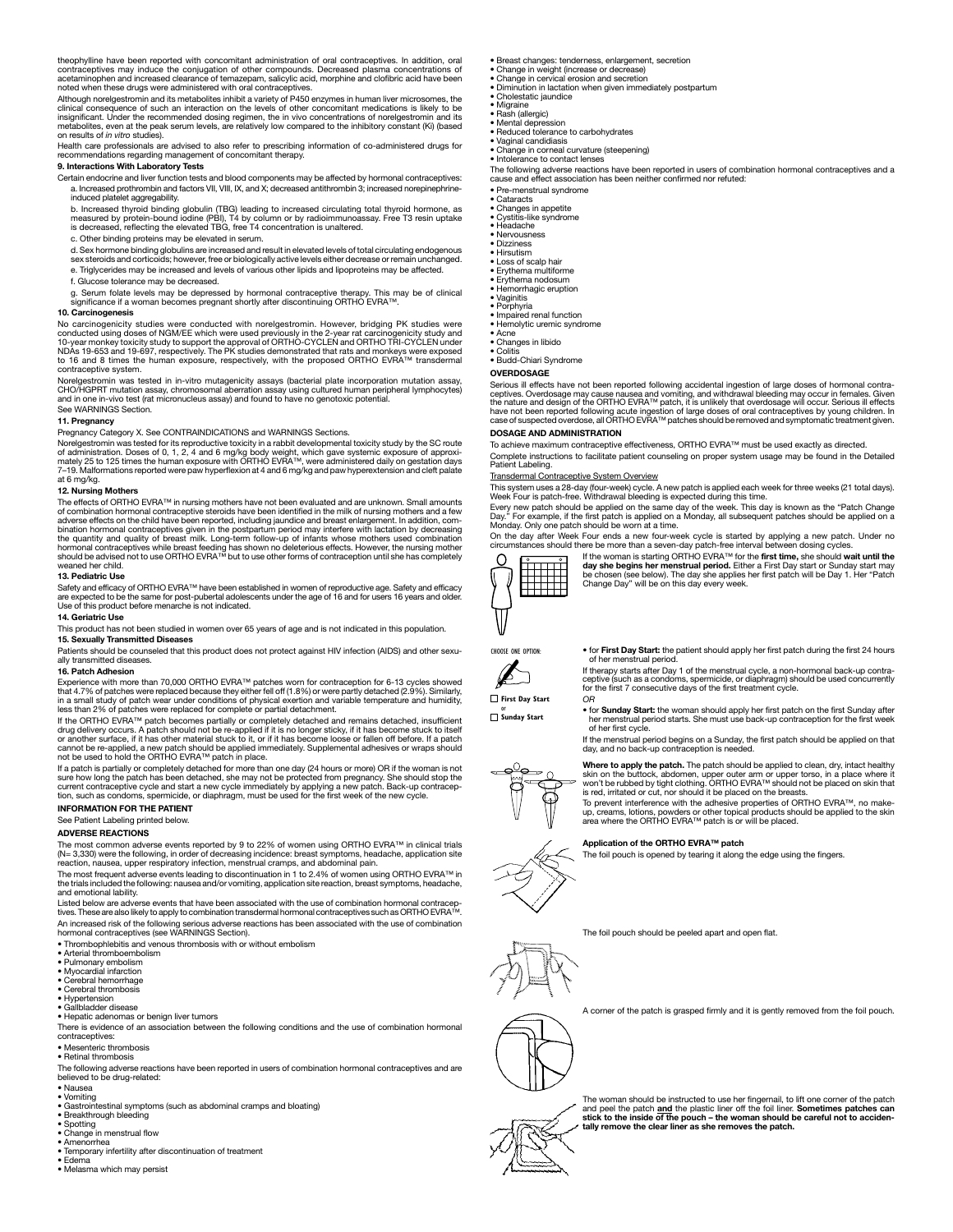theophylline have been reported with concomitant administration of oral contraceptives. In addition, oral contraceptives may induce the conjugation of other compounds. Decreased plasma concentrations of acetaminophen and increased clearance of temazepam, salicylic acid, morphine and clofibric acid have been noted when these drugs were administered with oral contraceptives.

Although norelgestromin and its metabolites inhibit a variety of P450 enzymes in human liver microsomes, the clinical consequence of such an interaction on the levels of other concomitant medications is likely to be insignificant. Under the recommended dosing regimen, the in vivo concentrations of norelgestromin and its metabolites, even at the peak serum levels, are relatively low compared to the inhibitory constant (Ki) (based on results of *in vitro* studies).

Health care professionals are advised to also refer to prescribing information of co-administered drugs for recommendations regarding management of concomitant therapy.

**9. Interactions With Laboratory Tests**

Certain endocrine and liver function tests and blood components may be affected by hormonal contraceptives:

a. Increased prothrombin and factors VII, VIII, IX, and X; decreased antithrombin 3; increased norepinephrine-induced platelet aggregability.

b. Increased thyroid binding globulin (TBG) leading to increased circulating total thyroid hormone, as measured by protein-bound iodine (PBI), T4 by column or by radioimmunoassay. Free T3 resin uptake is decreased, reflecting the elevated TBG, free T4 concentration is unaltered.

c. Other binding proteins may be elevated in serum.

d. Sex hormone binding globulins are increased and result in elevated levels of total circulating endogenous sex steroids and corticoids; however, free or biologically active levels either decrease or remain unchanged.

e. Triglycerides may be increased and levels of various other lipids and lipoproteins may be affected.

f. Glucose tolerance may be decreased.

g. Serum folate levels may be depressed by hormonal contraceptive therapy. This may be of clinical significance if a woman becomes pregnant shortly after discontinuing ORTHO EVRA™.

**10. Carcinogenesis**

No carcinogenicity studies were conducted with norelgestromin. However, bridging PK studies were conducted using doses of NGM/EE which were used previously in the 2-year rat carcinogenicity study and 10-year monkey toxicity study to support the approval of ORTHO-CYCLEN and ORTHO TRI-CYCLEN under NDAs 19-653 and 19-697, respectively. The PK studies demonstrated that rats and monkeys were exposed to 16 and 8 times the human exposure, respectively, with the proposed ORTHO EVRA™ transdermal contraceptive system.

Norelgestromin was tested in in-vitro mutagenicity assays (bacterial plate incorporation mutation assay, CHO/HGPRT mutation assay, chromosomal aberration assay using cultured human peripheral lymphocytes) and in one in-vivo test (rat micronucleus assay) and found to have no genotoxic potential.

See WARNINGS Section.

**11. Pregnancy**

Pregnancy Category X. See CONTRAINDICATIONS and WARNINGS Sections.

Norelgestromin was tested for its reproductive toxicity in a rabbit developmental toxicity study by the SC route of administration. Doses of 0, 1, 2, 4 and 6 mg/kg body weight, which gave systemic exposure of approximately 25 to 125 times the human exposure with ORTHO EVRA™, were administered daily on gestation days 7–19. Malformations reported were paw hyperflexion at 4 and 6 mg/kg and paw hyperextension and cleft palate at 6 mg/kg.

**12. Nursing Mothers**

The effects of ORTHO EVRA™ in nursing mothers have not been evaluated and are unknown. Small amounts of combination hormonal contraceptive steroids have been identified in the milk of nursing mothers and a few adverse effects on the child have been reported, including jaundice and breast enlargement. In addition, combination hormonal contraceptives given in the postpartum period may interfere with lactation by decreasing the quantity and quality of breast milk. Long-term follow-up of infants whose mothers used combination hormonal contraceptives while breast feeding has shown no deleterious effects. However, the nursing mother should be advised not to use ORTHO EVRA™ but to use other forms of contraception until she has completely weaned her child.

**13. Pediatric Use**

Safety and efficacy of ORTHO EVRA™ have been established in women of reproductive age. Safety and efficacy are expected to be the same for post-pubertal adolescents under the age of 16 and for users 16 years and older. Use of this product before menarche is not indicated.

**14. Geriatric Use**

This product has not been studied in women over 65 years of age and is not indicated in this population.

**15. Sexually Transmitted Diseases**

Patients should be counseled that this product does not protect against HIV infection (AIDS) and other sexually transmitted diseases.

**16. Patch Adhesion**

Experience with more than 70,000 ORTHO EVRA™ patches worn for contraception for 6-13 cycles showed that 4.7% of patches were replaced because they either fell off (1.8%) or were partly detached (2.9%). Similarly, in a small study of patch wear under conditions of physical exertion and variable temperature and humidity, less than 2% of patches were replaced for complete or partial detachment.

If the ORTHO EVRA™ patch becomes partially or completely detached and remains detached, insufficient drug delivery occurs. A patch should not be re-applied if it is no longer sticky, if it has become stuck to itself or another surface, if it has other material stuck to it, or if it has become loose or fallen off before. If a patch cannot be re-applied, a new patch should be applied immediately. Supplemental adhesives or wraps should not be used to hold the ORTHO EVRA™ patch in place.

If a patch is partially or completely detached for more than one day (24 hours or more) OR if the woman is not sure how long the patch has been detached, she may not be protected from pregnancy. She should stop the current contraceptive cycle and start a new cycle immediately by applying a new patch. Back-up contraception, such as condoms, spermicide, or diaphragm, must be used for the first week of the new cycle.

## INFORMATION FOR THE PATIENT

See Patient Labeling printed below.

## ADVERSE REACTIONS

The most common adverse events reported by 9 to 22% of women using ORTHO EVRA™ in clinical trials (N= 3,330) were the following, in order of decreasing incidence: breast symptoms, headache, application site reaction, nausea, upper respiratory infection, menstrual cramps, and abdominal pain.

The most frequent adverse events leading to discontinuation in 1 to 2.4% of women using ORTHO EVRA™ in the trials included the following: nausea and/or vomiting, application site reaction, breast symptoms, headache, and emotional lability.

Listed below are adverse events that have been associated with the use of combination hormonal contraceptives. These are also likely to apply to combination transdermal hormonal contraceptives such as ORTHO EVRA™.

An increased risk of the following serious adverse reactions has been associated with the use of combination hormonal contraceptives (see WARNINGS Section).

- Thrombophlebitis and venous thrombosis with or without embolism
- Arterial thromboembolism
- Pulmonary embolism
- Myocardial infarction
- Cerebral hemorrhage
- Cerebral thrombosis
- Hypertension
- Gallbladder disease
- Hepatic adenomas or benign liver tumors

There is evidence of an association between the following conditions and the use of combination hormonal contraceptives:

- Mesenteric thrombosis
- Retinal thrombosis

The following adverse reactions have been reported in users of combination hormonal contraceptives and are believed to be drug-related:

- Nausea
- Vomiting
- Gastrointestinal symptoms (such as abdominal cramps and bloating)
- Breakthrough bleeding
- Spotting
- Change in menstrual flow
- Amenorrhea
- Temporary infertility after discontinuation of treatment
- Edema
- Melasma which may persist
- Breast changes: tenderness, enlargement, secretion
- Change in weight (increase or decrease)
- Change in cervical erosion and secretion
- Diminution in lactation when given immediately postpartum
- Cholestatic jaundice
- Migraine
- Rash (allergic)
- Mental depression
- Reduced tolerance to carbohydrates
- Vaginal candidiasis
- Change in corneal curvature (steepening)
- Intolerance to contact lenses

The following adverse reactions have been reported in users of combination hormonal contraceptives and a cause and effect association has been neither confirmed nor refuted:

- Pre-menstrual syndrome
- Cataracts
- Changes in appetite
- Cystitis-like syndrome
- Headache
- Nervousness
- Dizziness
- Hirsutism
- Loss of scalp hair
- Erythema multiforme
- Erythema nodosum
- Hemorrhagic eruption
- Vaginitis
- Porphyria
- Impaired renal function
- Hemolytic uremic syndrome
- Acne
- Changes in libido
- Colitis
- Budd-Chiari Syndrome

## OVERDOSAGE

Serious ill effects have not been reported following accidental ingestion of large doses of hormonal contraceptives. Overdosage may cause nausea and vomiting, and withdrawal bleeding may occur in females. Given the nature and design of the ORTHO EVRA™ patch, it is unlikely that overdosage will occur. Serious ill effects have not been reported following acute ingestion of large doses of oral contraceptives by young children. In case of suspected overdose, all ORTHO EVRA™ patches should be removed and symptomatic treatment given.

## DOSAGE AND ADMINISTRATION

To achieve maximum contraceptive effectiveness, ORTHO EVRA™ must be used exactly as directed.

Complete instructions to facilitate patient counseling on proper system usage may be found in the Detailed Patient Labeling.

Transdermal Contraceptive System Overview

This system uses a 28-day (four-week) cycle. A new patch is applied each week for three weeks (21 total days). Week Four is patch-free. Withdrawal bleeding is expected during this time.

Every new patch should be applied on the same day of the week. This day is known as the "Patch Change Day." For example, if the first patch is applied on a Monday, all subsequent patches should be applied on a Monday. Only one patch should be worn at a time.

On the day after Week Four ends a new four-week cycle is started by applying a new patch. Under no circumstances should there be more than a seven-day patch-free interval between dosing cycles.

If the woman is starting ORTHO EVRA™ for the **first time,** she should **wait until the day she begins her menstrual period.** Either a First Day start or Sunday start may be chosen (see below). The day she applies her first patch will be Day 1. Her "Patch Change Day" will be on this day every week.

CHOOSE ONE OPTION:

☐ First Day Start
or
☐ Sunday Start

- for **First Day Start:** the patient should apply her first patch during the first 24 hours of her menstrual period.

If therapy starts after Day 1 of the menstrual cycle, a non-hormonal back-up contraceptive (such as a condoms, spermicide, or diaphragm) should be used concurrently for the first 7 consecutive days of the first treatment cycle.

*OR*

- for **Sunday Start:** the woman should apply her first patch on the first Sunday after her menstrual period starts. She must use back-up contraception for the first week of her first cycle.

If the menstrual period begins on a Sunday, the first patch should be applied on that day, and no back-up contraception is needed.

**Where to apply the patch.** The patch should be applied to clean, dry, intact healthy skin on the buttock, abdomen, upper outer arm or upper torso, in a place where it won't be rubbed by tight clothing. ORTHO EVRA™ should not be placed on skin that is red, irritated or cut, nor should it be placed on the breasts.

To prevent interference with the adhesive properties of ORTHO EVRA™, no make-up, creams, lotions, powders or other topical products should be applied to the skin area where the ORTHO EVRA™ patch is or will be placed.

**Application of the ORTHO EVRA™ patch**

The foil pouch is opened by tearing it along the edge using the fingers.

The foil pouch should be peeled apart and open flat.

A corner of the patch is grasped firmly and it is gently removed from the foil pouch.

The woman should be instructed to use her fingernail, to lift one corner of the patch and peel the patch **and** the plastic liner off the foil liner. **Sometimes patches can stick to the inside of the pouch – the woman should be careful not to accidentally remove the clear liner as she removes the patch.**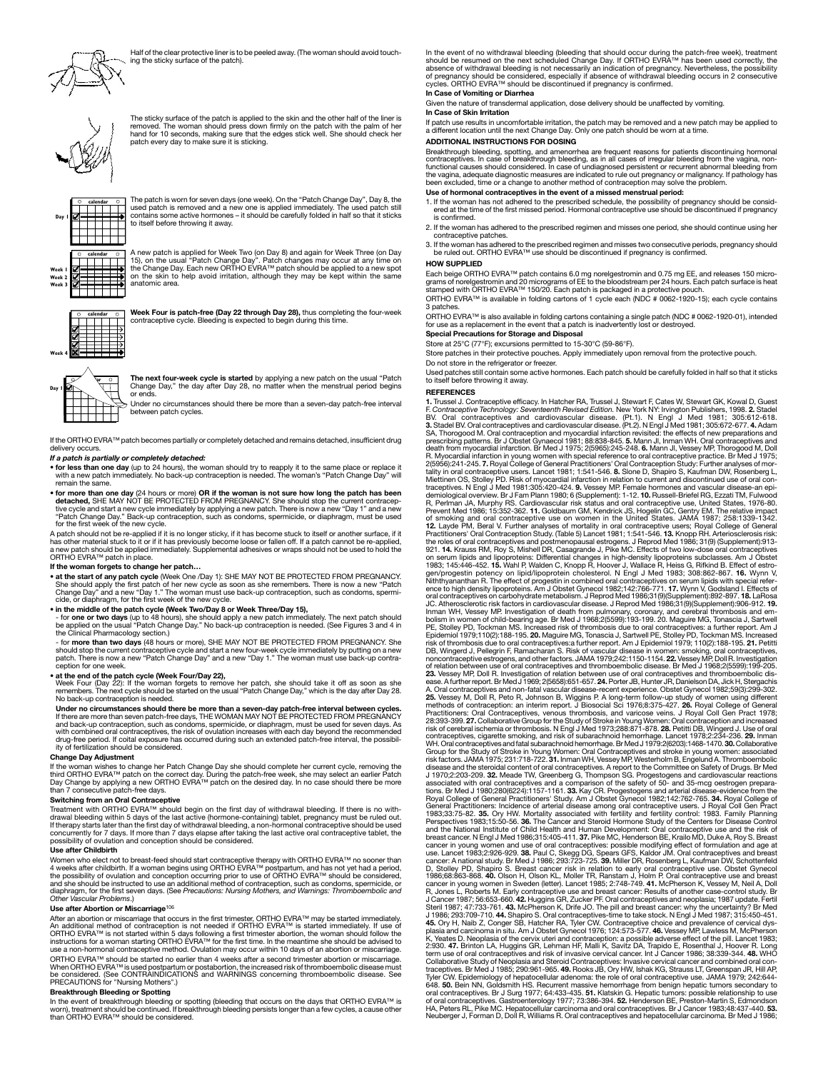Half of the clear protective liner is to be peeled away. (The woman should avoid touching the sticky surface of the patch).

The sticky surface of the patch is applied to the skin and the other half of the liner is removed. The woman should press down firmly on the patch with the palm of her hand for 10 seconds, making sure that the edges stick well. She should check her patch every day to make sure it is sticking.

The patch is worn for seven days (one week). On the "Patch Change Day", Day 8, the used patch is removed and a new one is applied immediately. The used patch still contains some active hormones – it should be carefully folded in half so that it sticks to itself before throwing it away.

A new patch is applied for Week Two (on Day 8) and again for Week Three (on Day 15), on the usual "Patch Change Day". Patch changes may occur at any time on the Change Day. Each new ORTHO EVRA™ patch should be applied to a new spot on the skin to help avoid irritation, although they may be kept within the same anatomic area.

**Week Four is patch-free (Day 22 through Day 28),** thus completing the four-week contraceptive cycle. Bleeding is expected to begin during this time.

**The next four-week cycle is started** by applying a new patch on the usual "Patch Change Day," the day after Day 28, no matter when the menstrual period begins or ends.

Under no circumstances should there be more than a seven-day patch-free interval between patch cycles.

If the ORTHO EVRA™ patch becomes partially or completely detached and remains detached, insufficient drug delivery occurs.

***If a patch is partially or completely detached:***

- **for less than one day** (up to 24 hours), the woman should try to reapply it to the same place or replace it with a new patch immediately. No back-up contraception is needed. The woman's "Patch Change Day" will remain the same.
- **for more than one day** (24 hours or more) **OR if the woman is not sure how long the patch has been detached,** SHE MAY NOT BE PROTECTED FROM PREGNANCY. She should stop the current contraceptive cycle and start a new cycle immediately by applying a new patch. There is now a new "Day 1" and a new "Patch Change Day." Back-up contraception, such as condoms, spermicide, or diaphragm, must be used for the first week of the new cycle.

A patch should not be re-applied if it is no longer sticky, if it has become stuck to itself or another surface, if it has other material stuck to it or if it has previously become loose or fallen off. If a patch cannot be re-applied, a new patch should be applied immediately. Supplemental adhesives or wraps should not be used to hold the ORTHO EVRA™ patch in place.

**If the woman forgets to change her patch…**

- **at the start of any patch cycle** (Week One /Day 1): SHE MAY NOT BE PROTECTED FROM PREGNANCY. She should apply the first patch of her new cycle as soon as she remembers. There is now a new "Patch Change Day" and a new "Day 1." The woman must use back-up contraception, such as condoms, spermicide, or diaphragm, for the first week of the new cycle.
- **in the middle of the patch cycle (Week Two/Day 8 or Week Three/Day 15),**
  - for **one or two days** (up to 48 hours), she should apply a new patch immediately. The next patch should be applied on the usual "Patch Change Day." No back-up contraception is needed. (See Figures 3 and 4 in the Clinical Pharmacology section.)
  - for **more than two days** (48 hours or more), SHE MAY NOT BE PROTECTED FROM PREGNANCY. She should stop the current contraceptive cycle and start a new four-week cycle immediately by putting on a new patch. There is now a new "Patch Change Day" and a new "Day 1." The woman must use back-up contraception for one week.
- **at the end of the patch cycle (Week Four/Day 22),**
  Week Four (Day 22): If the woman forgets to remove her patch, she should take it off as soon as she remembers. The next cycle should be started on the usual "Patch Change Day," which is the day after Day 28. No back-up contraception is needed.

**Under no circumstances should there be more than a seven-day patch-free interval between cycles.** If there are more than seven patch-free days, THE WOMAN MAY NOT BE PROTECTED FROM PREGNANCY and back-up contraception, such as condoms, spermicide, or diaphragm, must be used for seven days. As with combined oral contraceptives, the risk of ovulation increases with each day beyond the recommended drug-free period. If coital exposure has occurred during such an extended patch-free interval, the possibility of fertilization should be considered.

**Change Day Adjustment**

If the woman wishes to change her Patch Change Day she should complete her current cycle, removing the third ORTHO EVRA™ patch on the correct day. During the patch-free week, she may select an earlier Patch Day Change by applying a new ORTHO EVRA™ patch on the desired day. In no case should there be more than 7 consecutive patch-free days.

**Switching from an Oral Contraceptive**

Treatment with ORTHO EVRA™ should begin on the first day of withdrawal bleeding. If there is no withdrawal bleeding within 5 days of the last active (hormone-containing) tablet, pregnancy must be ruled out. If therapy starts later than the first day of withdrawal bleeding, a non-hormonal contraceptive should be used concurrently for 7 days. If more than 7 days elapse after taking the last active oral contraceptive tablet, the possibility of ovulation and conception should be considered.

**Use after Childbirth**

Women who elect not to breast-feed should start contraceptive therapy with ORTHO EVRA™ no sooner than 4 weeks after childbirth. If a woman begins using ORTHO EVRA™ postpartum, and has not yet had a period, the possibility of ovulation and conception occurring prior to use of ORTHO EVRA™ should be considered, and she should be instructed to use an additional method of contraception, such as condoms, spermicide, or diaphragm, for the first seven days. (See *Precautions: Nursing Mothers, and Warnings: Thromboembolic and Other Vascular Problems*.)

**Use after Abortion or Miscarriage**[106]

After an abortion or miscarriage that occurs in the first trimester, ORTHO EVRA™ may be started immediately. An additional method of contraception is not needed if ORTHO EVRA™ is started immediately. If use of ORTHO EVRA™ is not started within 5 days following a first trimester abortion, the woman should follow the instructions for a woman starting ORTHO EVRA™ for the first time. In the meantime she should be advised to use a non-hormonal contraceptive method. Ovulation may occur within 10 days of an abortion or miscarriage.

ORTHO EVRA™ should be started no earlier than 4 weeks after a second trimester abortion or miscarriage. When ORTHO EVRA™ is used postpartum or postabortion, the increased risk of thromboembolic disease must be considered. (See CONTRAINDICATIONS and WARNINGS concerning thromboembolic disease. See PRECAUTIONS for "Nursing Mothers".)

**Breakthrough Bleeding or Spotting**

In the event of breakthrough bleeding or spotting (bleeding that occurs on the days that ORTHO EVRA™ is worn), treatment should be continued. If breakthrough bleeding persists longer than a few cycles, a cause other than ORTHO EVRA™ should be considered.

In the event of no withdrawal bleeding (bleeding that should occur during the patch-free week), treatment should be resumed on the next scheduled Change Day. If ORTHO EVRA™ has been used correctly, the absence of withdrawal bleeding is not necessarily an indication of pregnancy. Nevertheless, the possibility of pregnancy should be considered, especially if absence of withdrawal bleeding occurs in 2 consecutive cycles. ORTHO EVRA™ should be discontinued if pregnancy is confirmed.

**In Case of Vomiting or Diarrhea**

Given the nature of transdermal application, dose delivery should be unaffected by vomiting.

**In Case of Skin Irritation**

If patch use results in uncomfortable irritation, the patch may be removed and a new patch may be applied to a different location until the next Change Day. Only one patch should be worn at a time.

**ADDITIONAL INSTRUCTIONS FOR DOSING**

Breakthrough bleeding, spotting, and amenorrhea are frequent reasons for patients discontinuing hormonal contraceptives. In case of breakthrough bleeding, as in all cases of irregular bleeding from the vagina, nonfunctional causes should considered. In case of undiagnosed persistent or recurrent abnormal bleeding from the vagina, adequate diagnostic measures are indicated to rule out pregnancy or malignancy. If pathology has been excluded, time or a change to another method of contraception may solve the problem.

**Use of hormonal contraceptives in the event of a missed menstrual period:**

1. If the woman has not adhered to the prescribed schedule, the possibility of pregnancy should be considered at the time of the first missed period. Hormonal contraceptive use should be discontinued if pregnancy is confirmed.
2. If the woman has adhered to the prescribed regimen and misses one period, she should continue using her contraceptive patches.
3. If the woman has adhered to the prescribed regimen and misses two consecutive periods, pregnancy should be ruled out. ORTHO EVRA™ use should be discontinued if pregnancy is confirmed.

**HOW SUPPLIED**

Each beige ORTHO EVRA™ patch contains 6.0 mg norelgestromin and 0.75 mg EE, and releases 150 micrograms of norelgestromin and 20 micrograms of EE to the bloodstream per 24 hours. Each patch surface is heat stamped with ORTHO EVRA™ 150/20. Each patch is packaged in a protective pouch.

ORTHO EVRA™ is available in folding cartons of 1 cycle each (NDC # 0062-1920-15); each cycle contains 3 patches.

ORTHO EVRA™ is also available in folding cartons containing a single patch (NDC # 0062-1920-01), intended for use as a replacement in the event that a patch is inadvertently lost or destroyed.

**Special Precautions for Storage and Disposal**

Store at 25°C (77°F); excursions permitted to 15-30°C (59-86°F).

Store patches in their protective pouches. Apply immediately upon removal from the protective pouch.

Do not store in the refrigerator or freezer.

Used patches still contain some active hormones. Each patch should be carefully folded in half so that it sticks to itself before throwing it away.

**REFERENCES**

**1.** Trussel J. Contraceptive efficacy. In Hatcher RA, Trussel J, Stewart F, Cates W, Stewart GK, Kowal D, Guest F. *Contraceptive Technology: Seventeenth Revised Edition.* New York NY: Irvington Publishers, 1998. **2.** Stadel BV. Oral contraceptives and cardiovascular disease. (Pt.1). N Engl J Med 1981; 305:612-618. **3.** Stadel BV. Oral contraceptives and cardiovascular disease. (Pt.2). N Engl J Med 1981; 305:672-677. **4.** Adam SA, Thorogood M. Oral contraception and myocardial infarction revisited: the effects of new preparations and prescribing patterns. Br J Obstet Gynaecol 1981; 88:838-845. **5.** Mann JI, Inman WH. Oral contraceptives and death from myocardial infarction. Br Med J 1975; 2(5965):245-248. **6.** Mann JI, Vessey MP, Thorogood M, Doll R. Myocardial infarction in young women with special reference to oral contraceptive practice. Br Med J 1975; 2(5956):241-245. **7.** Royal College of General Practitioners' Oral Contraception Study: Further analyses of mortality in oral contraceptive users. Lancet 1981; 1:541-546. **8.** Slone D, Shapiro S, Kaufman DW, Rosenberg L, Miettinen OS, Stolley PD. Risk of myocardial infarction in relation to current and discontinued use of oral contraceptives. N Engl J Med 1981:305:420-424. **9.** Vessey MP. Female hormones and vascular disease-an epidemiological overview. Br J Fam Plann 1980; 6 (Supplement): 1-12. **10.** Russell-Briefel RG, Ezzati TM, Fulwood R, Perlman JA, Murphy RS. Cardiovascular risk status and oral contraceptive use, United States, 1976-80. Prevent Med 1986; 15:352-362. **11.** Goldbaum GM, Kendrick JS, Hogelin GC, Gentry EM. The relative impact of smoking and oral contraceptive use on women in the United States. JAMA 1987; 258:1339-1342. **12.** Layde PM, Beral V. Further analyses of mortality in oral contraceptive users; Royal College of General Practitioners' Oral Contraception Study. (Table 5) Lancet 1981; 1:541-546. **13.** Knopp RH. Arteriosclerosis risk: the roles of oral contraceptives and postmenopausal estrogens. J Reprod Med 1986; 31(9) (Supplement):913-921. **14.** Krauss RM, Roy S, Mishell DR, Casagrande J, Pike MC. Effects of two low-dose oral contraceptives on serum lipids and lipoproteins: Differential changes in high-density lipoproteins subclasses. Am J Obstet 1983; 145:446-452. **15.** Wahl P, Walden C, Knopp R, Hoover J, Wallace R, Heiss G, Rifkind B. Effect of estrogen/progestin potency on lipid/lipoprotein cholesterol. N Engl J Med 1983; 308:862-867. **16.** Wynn V, Niththyananthan R. The effect of progestin in combined oral contraceptives on serum lipids with special reference to high density lipoproteins. Am J Obstet Gynecol 1982;142:766-771. **17.** Wynn V, Godsland I. Effects of oral contraceptives on carbohydrate metabolism. J Reprod Med 1986;31(9)(Supplement):892-897. **18.** LaRosa JC. Atherosclerotic risk factors in cardiovascular disease. J Reprod Med 1986;31(9)(Supplement):906-912. **19.** Inman WH, Vessey MP. Investigation of death from pulmonary, coronary, and cerebral thrombosis and embolism in women of child-bearing age. Br Med J 1968;2(5599):193-199. 20. Maguire MG, Tonascia J, Sartwell PE, Stolley PD, Tockman MS. Increased risk of thrombosis due to oral contraceptives: a further report. Am J Epidemiol 1979;110(2):188-195. **20.** Maguire MG, Tonascia J, Sartwell PE, Stolley PD, Tockman MS. Increased risk of thrombosis due to oral contraceptives:a further report. Am J Epidemiol 1979; 110(2):188-195. **21.** Petitti DB, Wingerd J, Pellegrin F, Ramacharan S. Risk of vascular disease in women: smoking, oral contraceptives, noncontraceptive estrogens, and other factors. JAMA 1979;242:1150-1154. **22.** Vessey MP, Doll R. Investigation of relation between use of oral contraceptives and thromboembolic disease. Br Med J 1968;2(5599):199-205. **23.** Vessey MP, Doll R. Investigation of relation between use of oral contraceptives and thromboembolic disease. A further report. Br Med J 1969; 2(5658):651-657. **24.** Porter JB, Hunter JR, Danielson DA, Jick H, Stergachis A. Oral contraceptives and non-fatal vascular disease-recent experience. Obstet Gynecol 1982;59(3):299-302. **25.** Vessey M, Doll R, Peto R, Johnson B, Wiggins P. A long-term follow-up study of women using different methods of contraception: an interim report. J Biosocial Sci 1976;8:375-427. **26.** Royal College of General Practitioners: Oral Contraceptives, venous thrombosis, and varicose veins. J Royal Coll Gen Pract 1978; 28:393-399. **27.** Collaborative Group for the Study of Stroke in Young Women: Oral contraception and increased risk of cerebral ischemia or thrombosis. N Engl J Med 1973;288:871-878. **28.** Petitti DB, Wingerd J. Use of oral contraceptives, cigarette smoking, and risk of subarachnoid hemorrhage. Lancet 1978;2:234-236. **29.** Inman WH. Oral contraceptives and fatal subarachnoid hemorrhage. Br Med J 1979;2(6203):1468-1470. **30.** Collaborative Group for the Study of Stroke in Young Women: Oral Contraceptives and stroke in young women: associated risk factors. JAMA 1975; 231:718-722. **31.** Inman WH, Vessey MP, Westerholm B, Engelund A. Thromboembolic disease and the steroidal content of oral contraceptives. A report to the Committee on Safety of Drugs. Br Med J 1970;2:203-209. **32.** Meade TW, Greenberg G, Thompson SG. Progestogens and cardiovascular reactions associated with oral contraceptives and a comparison of the safety of 50- and 35-mcg oestrogen preparations. Br Med J 1980;280(6224):1157-1161. **33.** Kay CR. Progestogens and arterial disease-evidence from the Royal College of General Practitioners' Study. Am J Obstet Gynecol 1982;142:762-765. **34.** Royal College of General Practitioners: Incidence of arterial disease among oral contraceptive users. J Royal Coll Gen Pract 1983;33:75-82. **35.** Ory HW. Mortality associated with fertility and fertility control: 1983. Family Planning Perspectives 1983;15:50-56. **36.** The Cancer and Steroid Hormone Study of the Centers for Disease Control and the National Institute of Child Health and Human Development: Oral contraceptive use and the risk of breast cancer. N Engl J Med 1986;315:405-411. **37.** Pike MC, Henderson BE, Krailo MD, Duke A, Roy S. Breast cancer in young women and use of oral contraceptives: possible modifying effect of formulation and age at use. Lancet 1983;2:926-929. **38.** Paul C, Skegg DG, Spears GFS, Kaldor JM. Oral contraceptives and breast cancer: A national study. Br Med J 1986; 293:723-725. **39.** Miller DR, Rosenberg L, Kaufman DW, Schottenfeld D, Stolley PD, Shapiro S. Breast cancer risk in relation to early oral contraceptive use. Obstet Gynecol 1986;68:863-868. **40.** Olson H, Olson KL, Moller TR, Ranstam J, Holm P. Oral contraceptive use and breast cancer in young women in Sweden (letter). Lancet 1985; 2:748-749. **41.** McPherson K, Vessey M, Neil A, Doll R, Jones L, Roberts M. Early contraceptive use and breast cancer: Results of another case-control study. Br J Cancer 1987; 56:653-660. **42.** Huggins GR, Zucker PF. Oral contraceptives and neoplasia; 1987 update. Fertil Steril 1987; 47:733-761. **43.** McPherson K, Drife JO. The pill and breast cancer: why the uncertainty? Br Med J 1986; 293:709-710. **44.** Shapiro S. Oral contraceptives-time to take stock. N Engl J Med 1987; 315:450-451. **45.** Ory H, Naib Z, Conger SB, Hatcher RA, Tyler CW. Contraceptive choice and prevalence of cervical dysplasia and carcinoma in situ. Am J Obstet Gynecol 1976; 124:573-577. **46.** Vessey MP, Lawless M, McPherson K, Yeates D. Neoplasia of the cervix uteri and contraception: a possible adverse effect of the pill. Lancet 1983; 2:930. **47.** Brinton LA, Huggins GR, Lehman HF, Malli K, Savitz DA, Trapido E, Rosenthal J, Hoover R. Long term use of oral contraceptives and risk of invasive cervical cancer. Int J Cancer 1986; 38:339-344. **48.** WHO Collaborative Study of Neoplasia and Steroid Contraceptives: Invasive cervical cancer and combined oral contraceptives. Br Med J 1985; 290:961-965. **49.** Rooks JB, Ory HW, Ishak KG, Strauss LT, Greenspan JR, Hill AP, Tyler CW. Epidemiology of hepatocellular adenoma: the role of oral contraceptive use. JAMA 1979; 242:644-648. **50.** Bein NN, Goldsmith HS. Recurrent massive hemorrhage from benign hepatic tumors secondary to oral contraceptives. Br J Surg 1977; 64:433-435. **51.** Klatskin G. Hepatic tumors: possible relationship to use of oral contraceptives. Gastroenterology 1977; 73:386-394. **52.** Henderson BE, Preston-Martin S, Edmondson HA, Peters RL, Pike MC. Hepatocellular carcinoma and oral contraceptives. Br J Cancer 1983;48:437-440. **53.** Neuberger J, Forman D, Doll R, Williams R. Oral contraceptives and hepatocellular carcinoma. Br Med J 1986;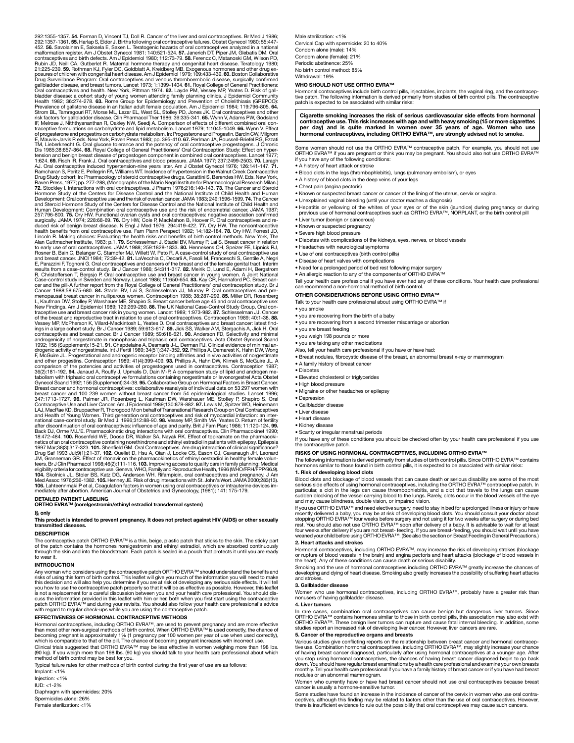292:1355-1357. **54.** Forman D, Vincent TJ, Doll R. Cancer of the liver and oral contraceptives. Br Med J 1986; 292:1357-1361. **55.** Harlap S, Eldor J. Births following oral contraceptive failures. Obstet Gynecol 1980; 55:447-452. **56.** Savolainen E, Saksela E, Saxen L. Teratogenic hazards of oral contraceptives analyzed in a national malformation register. Am J Obstet Gynecol 1981: 140:521-524. **57.** Janerich DT, Piper JM, Glebatis DM. Oral contraceptives and birth defects. Am J Epidemiol 1980; 112:73-79. **58.** Ferencz C, Matanoski GM, Wilson PD, Rubin JD, Neill CA, Gutberlet R. Maternal hormone therapy and congenital heart disease. Teratology 1980; 21:225-239. **59.** Rothman KJ, Fyler DC, Goldblatt A, Kreidberg MB. Exogenous hormones and other drug exposures of children with congenital heart disease. Am J Epidemiol 1979; 109:433-439. **60.** Boston Collaborative Drug Surveillance Program: Oral contraceptives and venous thromboembolic disease, surgically confirmed gallbladder disease, and breast tumors. Lancet 1973; 1:1399-1404. **61.** Royal College of General Practitioners: Oral contraceptives and health. New York, Pittman 1974. **62.** Layde PM, Vessey MP, Yeates D. Risk of gallbladder disease: a cohort study of young women attending family planning clinics. J Epidemiol Community Health 1982; 36:274-278. **63.** Rome Group for Epidemiology and Prevention of Cholelithiasis (GREPCO): Prevalence of gallstone disease in an Italian adult female population. Am J Epidemiol 1984; 119:796-805. **64.** Strom BL, Tamragouri RT, Morse ML, Lazar EL, West SL, Stolley PD, Jones JK. Oral contraceptives and other risk factors for gallbladder disease. Clin Pharmacol Ther 1986; 39:335-341. **65.** Wynn V, Adams PW, Godsland IF, Melrose J, Niththyananthan R, Oakley NW, Seedj A. Comparison of effects of different combined oral contraceptive formulations on carbohydrate and lipid metabolism. Lancet 1979; 1:1045-1049. **66.** Wynn V. Effect of progesterone and progestins on carbohydrate metabolism. In: Progesterone and Progestin. Bardin CW, Milgrom E, Mauvis-Jarvis P. eds. New York, Raven Press 1983; pp. 395-410. **67.** Perlman JA, Roussell-Briefel RG, Ezzati TM, Lieberknecht G. Oral glucose tolerance and the potency of oral contraceptive progestogens. J Chronic Dis 1985;38:857-864. **68.** Royal College of General Practitioners' Oral Contraception Study: Effect on hypertension and benign breast disease of progestogen component in combined oral contraceptives. Lancet 1977; 1:624. **69.** Fisch IR, Frank J. Oral contraceptives and blood pressure. JAMA 1977; 237:2499-2503. **70.** Laragh AJ. Oral contraceptive induced hypertension-nine years later. Am J Obstet Gynecol 1976; 126:141-147. **71.** Ramcharan S, Peritz E, Pellegrin FA, Williams WT. Incidence of hypertension in the Walnut Creek Contraceptive Drug Study cohort: In: Pharmacology of steroid contraceptive drugs. Garattini S, Berendes HW. Eds. New York, Raven Press, 1977; pp. 277-288, (Monographs of the Mario Negri Institute for Pharmacological Research Milan.) **72.** Stockley I. Interactions with oral contraceptives. J Pharm 1976;216:140-143. **73.** The Cancer and Steroid Hormone Study of the Centers for Disease Control and the National Institute of Child Health and Human Development: Oral contraceptive use and the risk of ovarian cancer. JAMA 1983; 249:1596-1599. **74.** The Cancer and Steroid Hormone Study of the Centers for Disease Control and the National Institute of Child Health and Human Development: Combination oral contraceptive use and the risk of endometrial cancer. JAMA 1987; 257:796-800. **75.** Ory HW. Functional ovarian cysts and oral contraceptives: negative association confirmed surgically. JAMA 1974; 228:68-69. **76.** Ory HW, Cole P, MacMahon B, Hoover R. Oral contraceptives and reduced risk of benign breast disease. N Engl J Med 1976; 294:419-422. **77.** Ory HW. The noncontraceptive health benefits from oral contraceptive use. Fam Plann Perspect 1982; 14:182-184. **78.** Ory HW, Forrest JD, Lincoln R. Making choices: Evaluating the health risks and benefits of birth control methods. New York, The Alan Guttmacher Institute, 1983; p.1. **79.** Schlesselman J, Stadel BV, Murray P, Lai S. Breast cancer in relation to early use of oral contraceptives. JAMA 1988; 259:1828-1833. **80.** Hennekens CH, Speizer FE, Lipnick RJ, Rosner B, Bain C, Belanger C, Stampfer MJ, Willett W, Peto R. A case-control study of oral contraceptive use and breast cancer. JNCI 1984; 72:39-42. **81.** LaVecchia C, Decarli A, Fasoli M, Franceschi S, Gentile A, Negri E, Parazzini F, Tognoni G. Oral contraceptives and cancers of the breast and of the female genital tract. Interim results from a case-control study. Br J Cancer 1986; 54:311-317. **82.** Meirik O, Lund E, Adami H, Bergstrom R, Christoffersen T, Bergsjo P. Oral contraceptive use and breast cancer in young women. A Joint National Case-control study in Sweden and Norway. Lancet 1986; 11:650-654. **83.** Kay CR, Hannaford PC. Breast cancer and the pill-A further report from the Royal College of General Practitioners' oral contraception study. Br J Cancer 1988;58:675-680. **84.** Stadel BV, Lai S, Schlesselman JJ, Murray P. Oral contraceptives and premenopausal breast cancer in nulliparous women. Contraception 1988; 38:287-299. **85.** Miller DR, Rosenberg L, Kaufman DW, Stolley P, Warshauer ME, Shapiro S. Breast cancer before age 45 and oral contraceptive use: New Findings. Am J Epidemiol 1989; 129:269-280. **86.** The UK National Case-Control Study Group, Oral contraceptive use and breast cancer risk in young women. Lancet 1989; 1:973-982. **87.** Schlesselman JJ. Cancer of the breast and reproductive tract in relation to use of oral contraceptives. Contraception 1989; 40:1-38. **88.** Vessey MP, McPherson K, Villard-Mackintosh L, Yeates D. Oral contraceptives and breast cancer: latest findings in a large cohort study. Br J Cancer 1989; 59:613-617. **89.** Jick SS, Walker AM, Stergachis A, Jick H. Oral contraceptives and breast cancer. Br J Cancer 1989; 59:618-621. **90.** Anderson FD, Selectivity and minimal androgenicity of norgestimate in monophasic and triphasic oral contraceptives. Acta Obstet Gynecol Scand 1992; 156 (Supplement):15-21. **91.** Chapdelaine A, Desmaris J-L, Derman RJ. Clinical evidence of minimal androgenic activity of norgestimate. Int J Fertil 1989; 34(5):347-352. **92.** Phillips A, Demarest K, Hahn DW, Wong F, McGuire JL. Progestational and androgenic receptor binding affinities and in vivo activities of norgestimate and other progestins. Contraception 1989; 41(4):399-409. **93.** Phillips A, Hahn DW, Klimek S, McGuire JL. A comparison of the potencies and activities of progestogens used in contraceptives. Contraception 1987; 36(2):181-192. **94.** Janaud A, Rouffy J, Upmalis D, Dain M-P. A comparison study of lipid and androgen metabolism with triphasic oral contraceptive formulations containing norgestimate or levonorgestrel Acta Obstet Gynecol Scand 1992; 156 (Supplement):34-38. **95.** Collaborative Group on Hormonal Factors in Breast Cancer. Breast cancer and hormonal contraceptives: collaborative reanalysis of individual data on 53 297 women with breast cancer and 100 239 women without breast cancer from 54 epidemiological studies. Lancet 1996; 347:1713-1727. **96.** Palmer JR, Rosenberg L, Kaufman DW, Warshauer ME, Stolley P, Shapiro S. Oral Contraceptive Use and Liver Cancer. Am J Epidemiol 1989;130:878-882. **97.** Lewis M, Spitzer WO, Heinemann LAJ, MacRae KD, Bruppacher R, Thorogood M on behalf of Transnational Research Group on Oral Contraceptives and Health of Young Women. Third generation oral contraceptives and risk of myocardial infarction: an international case-control study. Br Med J, 1996;312:88-90. **98.** Vessey MP, Smith MA, Yeates D. Return of fertility after discontinuation of oral contraceptives: influence of age and parity. Brit J Fam Plan; 1986; 11:120-124. **99.** Back DJ, Orme M.L'E. Pharmacokinetic drug interactions with oral contraceptives. Clin Pharmacokinet 1990; 18:472-484. **100.** Rosenfeld WE, Doose DR, Walker SA, Nayak RK. Effect of topiramate on the pharmacokinetics of an oral contraceptive containing norethindrone and ethinyl estradiol in patients with epilepsy. Epilepsia 1997 Mar;38(3):317-323. **101.** Shenfield GM. Oral Contraceptives. Are drug interaction of clinical significance? Drug Saf 1993 Jul;9(1):21-37. **102.** Ouellet D, Hsu A, Qian J, Locke CS, Eason CJ, Cavanaugh JH, Leonard JM, Granneman GR. Effect of ritonavir on the pharmacokinetics of ethinyl oestradiol in healthy female volunteers. Br J Clin Pharmacol 1998;46(2):111-116. **103.** Improving access to quality care in family planning: Medical eligibility criteria for contraceptive use. Geneva, WHO, Family and Reproductive Health, 1996 (WHO/FRH/FPP/96.9). **104.** Skolnick JL, Stoler BS, Katz DG, Anderson WH. Rifampicin, oral contraceptives and pregnancy. J Am Med Assoc 1976;236-1382. **105.** Henney JE. Risk of drug interactions with St. John's Wort. JAMA 2000;283(13). **106.** Lahteenmaki P et al, Coagulation factors in women using oral contraceptives or intrauterine devices immediately after abortion. American Journal of Obstetrics and Gynecology, (1981); 141: 175-179.

## DETAILED PATIENT LABELING

### ORTHO EVRA™ (norelgestromin/ethinyl estradiol transdermal system)

**℞ only**

**This product is intended to prevent pregnancy. It does not protect against HIV (AIDS) or other sexually transmitted diseases.**

### DESCRIPTION

The contraceptive patch ORTHO EVRA™ is a thin, beige, plastic patch that sticks to the skin. The sticky part of the patch contains the hormones norelgestromin and ethinyl estradiol, which are absorbed continuously through the skin and into the bloodstream. Each patch is sealed in a pouch that protects it until you are ready to wear it.

### INTRODUCTION

Any woman who considers using the contraceptive patch ORTHO EVRA™ should understand the benefits and risks of using this form of birth control. This leaflet will give you much of the information you will need to make this decision and will also help you determine if you are at risk of developing any serious side effects. It will tell you how to use the contraceptive patch properly so that it will be as effective as possible. However, this leaflet is not a replacement for a careful discussion between you and your health care professional. You should discuss the information provided in this leaflet with him or her, both when you first start using the contraceptive patch ORTHO EVRA™ and during your revisits. You should also follow your health care professional's advice with regard to regular check-ups while you are using the contraceptive patch.

### EFFECTIVENESS OF HORMONAL CONTRACEPTIVE METHODS

Hormonal contraceptives, including ORTHO EVRA™, are used to prevent pregnancy and are more effective than most other non-surgical methods of birth control. When ORTHO EVRA™ is used correctly, the chance of becoming pregnant is approximately 1% (1 pregnancy per 100 women per year of use when used correctly), which is comparable to that of the pill. The chance of becoming pregnant increases with incorrect use.

Clinical trials suggested that ORTHO EVRA™ may be less effective in women weighing more than 198 lbs. (90 kg). If you weigh more than 198 lbs. (90 kg) you should talk to your health care professional about which method of birth control may be best for you.

Typical failure rates for other methods of birth control during the first year of use are as follows:

Implant: <1%
Injection: <1%
IUD: <1-2%
Diaphragm with spermicides: 20%
Spermicides alone: 26%
Female sterilization: <1%
Male sterilization: <1%
Cervical Cap with spermicide: 20 to 40%
Condom alone (male): 14%
Condom alone (female): 21%
Periodic abstinence: 25%
No birth control method: 85%
Withdrawal: 19%

### WHO SHOULD NOT USE ORTHO EVRA™

Hormonal contraceptives include birth control pills, injectables, implants, the vaginal ring, and the contraceptive patch. The following information is derived primarily from studies of birth control pills. The contraceptive patch is expected to be associated with similar risks:

**Cigarette smoking increases the risk of serious cardiovascular side effects from hormonal contraceptive use. This risk increases with age and with heavy smoking (15 or more cigarettes per day) and is quite marked in women over 35 years of age. Women who use hormonal contraceptives, including ORTHO EVRA™, are strongly advised not to smoke.**

Some women should not use the ORTHO EVRA™ contraceptive patch. For example, you should not use ORTHO EVRA™ if you are pregnant or think you may be pregnant. You should also not use ORTHO EVRA™ if you have any of the following conditions:

- A history of heart attack or stroke
- Blood clots in the legs (thrombophlebitis), lungs (pulmonary embolism), or eyes
- A history of blood clots in the deep veins of your legs
- Chest pain (angina pectoris)
- Known or suspected breast cancer or cancer of the lining of the uterus, cervix or vagina.
- Unexplained vaginal bleeding (until your doctor reaches a diagnosis)
- Hepatitis or yellowing of the whites of your eyes or of the skin (jaundice) during pregnancy or during previous use of hormonal contraceptives such as ORTHO EVRA™, NORPLANT, or the birth control pill
- Liver tumor (benign or cancerous)
- Known or suspected pregnancy
- Severe high blood pressure
- Diabetes with complications of the kidneys, eyes, nerves, or blood vessels
- Headaches with neurological symptoms
- Use of oral contraceptives (birth control pills)
- Disease of heart valves with complications
- Need for a prolonged period of bed rest following major surgery
- An allergic reaction to any of the components of ORTHO EVRA™

Tell your health care professional if you have ever had any of these conditions. Your health care professional can recommend a non-hormonal method of birth control.

### OTHER CONSIDERATIONS BEFORE USING ORTHO EVRA™

Talk to your health care professional about using ORTHO EVRA™ if

- you smoke
- you are recovering from the birth of a baby
- you are recovering from a second trimester miscarriage or abortion
- you are breast feeding
- you weigh 198 pounds or more
- you are taking any other medications

Also, tell your health care professional if you have or have had:

- Breast nodules, fibrocystic disease of the breast, an abnormal breast x-ray or mammogram
- A family history of breast cancer
- Diabetes
- Elevated cholesterol or triglycerides
- High blood pressure
- Migraine or other headaches or epilepsy
- Depression
- Gallbladder disease
- Liver disease
- Heart disease
- Kidney disease
- Scanty or irregular menstrual periods

If you have any of these conditions you should be checked often by your health care professional if you use the contraceptive patch.

### RISKS OF USING HORMONAL CONTRACEPTIVES, INCLUDING ORTHO EVRA™

The following information is derived primarily from studies of birth control pills. Since ORTHO EVRA™ contains hormones similar to those found in birth control pills, it is expected to be associated with similar risks:

**1. Risk of developing blood clots**

Blood clots and blockage of blood vessels that can cause death or serious disability are some of the most serious side effects of using hormonal contraceptives, including the ORTHO EVRA™ contraceptive patch. In particular, a clot in the legs can cause thrombophlebitis, and a clot that travels to the lungs can cause sudden blocking of the vessel carrying blood to the lungs. Rarely, clots occur in the blood vessels of the eye and may cause blindness, double vision, or impaired vision.

If you use ORTHO EVRA™ and need elective surgery, need to stay in bed for a prolonged illness or injury or have recently delivered a baby, you may be at risk of developing blood clots. You should consult your doctor about stopping ORTHO EVRA™ four weeks before surgery and not using it for two weeks after surgery or during bed rest. You should also not use ORTHO EVRA™ soon after delivery of a baby. It is advisable to wait for at least four weeks after delivery if you are not breast- feeding. If you are breast-feeding, you should wait until you have weaned your child before using ORTHO EVRA™. (See also the section on Breast Feeding in General Precautions.)

**2. Heart attacks and strokes**

Hormonal contraceptives, including ORTHO EVRA™, may increase the risk of developing strokes (blockage or rupture of blood vessels in the brain) and angina pectoris and heart attacks (blockage of blood vessels in the heart). Any of these conditions can cause death or serious disability.

Smoking and the use of hormonal contraceptives including ORTHO EVRA™ greatly increase the chances of developing and dying of heart disease. Smoking also greatly increases the possibility of suffering heart attacks and strokes.

**3. Gallbladder disease**

Women who use hormonal contraceptives, including ORTHO EVRA™, probably have a greater risk than nonusers of having gallbladder disease.

**4. Liver tumors**

In rare cases, combination oral contraceptives can cause benign but dangerous liver tumors. Since ORTHO EVRA™ contains hormones similar to those in birth control pills, this association may also exist with ORTHO EVRA™. These benign liver tumors can rupture and cause fatal internal bleeding. In addition, some studies report an increased risk of developing liver cancer. However, liver cancers are rare.

**5. Cancer of the reproductive organs and breasts**

Various studies give conflicting reports on the relationship between breast cancer and hormonal contraceptive use. Combination hormonal contraceptives, including ORTHO EVRA™, may slightly increase your chance of having breast cancer diagnosed, particularly after using hormonal contraceptives at a younger age. After you stop using hormonal contraceptives, the chances of having breast cancer diagnosed begin to go back down. You should have regular breast examinations by a health care professional and examine your own breasts monthly. Tell your health care professional if you have a family history of breast cancer or if you have had breast nodules or an abnormal mammogram.

Women who currently have or have had breast cancer should not use oral contraceptives because breast cancer is usually a hormone-sensitive tumor.

Some studies have found an increase in the incidence of cancer of the cervix in women who use oral contraceptives, although this finding may be related to factors other than the use of oral contraceptives. However, there is insufficient evidence to rule out the possibility that oral contraceptives may cause such cancers.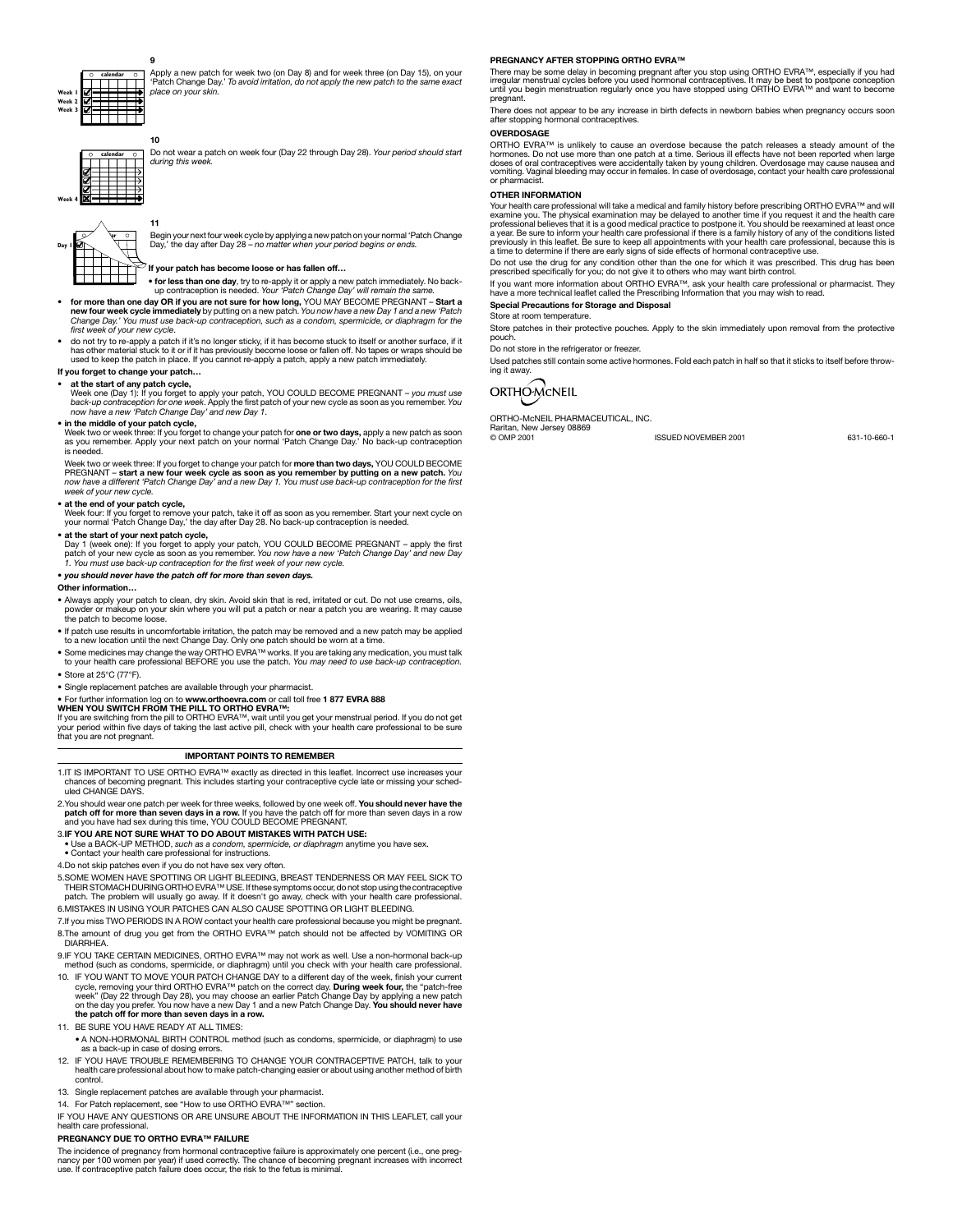**9**

Apply a new patch for week two (on Day 8) and for week three (on Day 15), on your 'Patch Change Day.' *To avoid irritation, do not apply the new patch to the same exact place on your skin.*

**10**

Do not wear a patch on week four (Day 22 through Day 28). *Your period should start during this week.*

**11**

Begin your next four week cycle by applying a new patch on your normal 'Patch Change Day,' the day after Day 28 – *no matter when your period begins or ends.*

**If your patch has become loose or has fallen off…**

- **for less than one day**, try to re-apply it or apply a new patch immediately. No back-up contraception is needed. *Your 'Patch Change Day' will remain the same.*
- **for more than one day OR if you are not sure for how long,** YOU MAY BECOME PREGNANT – **Start a new four week cycle immediately** by putting on a new patch. *You now have a new Day 1 and a new 'Patch Change Day.' You must use back-up contraception, such as a condom, spermicide, or diaphragm for the first week of your new cycle.*
- do not try to re-apply a patch if it's no longer sticky, if it has become stuck to itself or another surface, if it has other material stuck to it or if it has previously become loose or fallen off. No tapes or wraps should be used to keep the patch in place. If you cannot re-apply a patch, apply a new patch immediately.

**If you forget to change your patch…**

- **at the start of any patch cycle,**
  Week one (Day 1): If you forget to apply your patch, YOU COULD BECOME PREGNANT – *you must use back-up contraception for one week*. Apply the first patch of your new cycle as soon as you remember. *You now have a new 'Patch Change Day' and new Day 1.*
- **in the middle of your patch cycle,**
  Week two or week three: If you forget to change your patch for **one or two days,** apply a new patch as soon as you remember. Apply your next patch on your normal 'Patch Change Day.' No back-up contraception is needed.

  Week two or week three: If you forget to change your patch for **more than two days,** YOU COULD BECOME PREGNANT – **start a new four week cycle as soon as you remember by putting on a new patch.** *You now have a different 'Patch Change Day' and a new Day 1. You must use back-up contraception for the first week of your new cycle.*
- **at the end of your patch cycle,**
  Week four: If you forget to remove your patch, take it off as soon as you remember. Start your next cycle on your normal 'Patch Change Day,' the day after Day 28. No back-up contraception is needed.
- **at the start of your next patch cycle,**
  Day 1 (week one): If you forget to apply your patch, YOU COULD BECOME PREGNANT – apply the first patch of your new cycle as soon as you remember. *You now have a new 'Patch Change Day' and new Day 1. You must use back-up contraception for the first week of your new cycle.*
- ***you should never have the patch off for more than seven days.***

**Other information…**

- Always apply your patch to clean, dry skin. Avoid skin that is red, irritated or cut. Do not use creams, oils, powder or makeup on your skin where you will put a patch or near a patch you are wearing. It may cause the patch to become loose.
- If patch use results in uncomfortable irritation, the patch may be removed and a new patch may be applied to a new location until the next Change Day. Only one patch should be worn at a time.
- Some medicines may change the way ORTHO EVRA™ works. If you are taking any medication, you must talk to your health care professional BEFORE you use the patch. *You may need to use back-up contraception.*
- Store at 25°C (77°F).
- Single replacement patches are available through your pharmacist.
- For further information log on to **www.orthoevra.com** or call toll free **1 877 EVRA 888**

**WHEN YOU SWITCH FROM THE PILL TO ORTHO EVRA™:**

If you are switching from the pill to ORTHO EVRA™, wait until you get your menstrual period. If you do not get your period within five days of taking the last active pill, check with your health care professional to be sure that you are not pregnant.

## IMPORTANT POINTS TO REMEMBER

1. IT IS IMPORTANT TO USE ORTHO EVRA™ exactly as directed in this leaflet. Incorrect use increases your chances of becoming pregnant. This includes starting your contraceptive cycle late or missing your scheduled CHANGE DAYS.
2. You should wear one patch per week for three weeks, followed by one week off. **You should never have the patch off for more than seven days in a row.** If you have the patch off for more than seven days in a row and you have had sex during this time, YOU COULD BECOME PREGNANT.
3. **IF YOU ARE NOT SURE WHAT TO DO ABOUT MISTAKES WITH PATCH USE:**
   - Use a BACK-UP METHOD, *such as a condom, spermicide, or diaphragm* anytime you have sex.
   - Contact your health care professional for instructions.
4. Do not skip patches even if you do not have sex very often.
5. SOME WOMEN HAVE SPOTTING OR LIGHT BLEEDING, BREAST TENDERNESS OR MAY FEEL SICK TO THEIR STOMACH DURING ORTHO EVRA™ USE. If these symptoms occur, do not stop using the contraceptive patch. The problem will usually go away. If it doesn't go away, check with your health care professional.
6. MISTAKES IN USING YOUR PATCHES CAN ALSO CAUSE SPOTTING OR LIGHT BLEEDING.
7. If you miss TWO PERIODS IN A ROW contact your health care professional because you might be pregnant.
8. The amount of drug you get from the ORTHO EVRA™ patch should not be affected by VOMITING OR DIARRHEA.
9. IF YOU TAKE CERTAIN MEDICINES, ORTHO EVRA™ may not work as well. Use a non-hormonal back-up method (such as condoms, spermicide, or diaphragm) until you check with your health care professional.
10. IF YOU WANT TO MOVE YOUR PATCH CHANGE DAY to a different day of the week, finish your current cycle, removing your third ORTHO EVRA™ patch on the correct day. **During week four,** the "patch-free week" (Day 22 through Day 28), you may choose an earlier Patch Change Day by applying a new patch on the day you prefer. You now have a new Day 1 and a new Patch Change Day. **You should never have the patch off for more than seven days in a row.**
11. BE SURE YOU HAVE READY AT ALL TIMES:
    - A NON-HORMONAL BIRTH CONTROL method (such as condoms, spermicide, or diaphragm) to use as a back-up in case of dosing errors.
12. IF YOU HAVE TROUBLE REMEMBERING TO CHANGE YOUR CONTRACEPTIVE PATCH, talk to your health care professional about how to make patch-changing easier or about using another method of birth control.
13. Single replacement patches are available through your pharmacist.
14. For Patch replacement, see "How to use ORTHO EVRA™" section.

IF YOU HAVE ANY QUESTIONS OR ARE UNSURE ABOUT THE INFORMATION IN THIS LEAFLET, call your health care professional.

### PREGNANCY DUE TO ORTHO EVRA™ FAILURE

The incidence of pregnancy from hormonal contraceptive failure is approximately one percent (i.e., one pregnancy per 100 women per year) if used correctly. The chance of becoming pregnant increases with incorrect use. If contraceptive patch failure does occur, the risk to the fetus is minimal.

### PREGNANCY AFTER STOPPING ORTHO EVRA™

There may be some delay in becoming pregnant after you stop using ORTHO EVRA™, especially if you had irregular menstrual cycles before you used hormonal contraceptives. It may be best to postpone conception until you begin menstruation regularly once you have stopped using ORTHO EVRA™ and want to become pregnant.

There does not appear to be any increase in birth defects in newborn babies when pregnancy occurs soon after stopping hormonal contraceptives.

### OVERDOSAGE

ORTHO EVRA™ is unlikely to cause an overdose because the patch releases a steady amount of the hormones. Do not use more than one patch at a time. Serious ill effects have not been reported when large doses of oral contraceptives were accidentally taken by young children. Overdosage may cause nausea and vomiting. Vaginal bleeding may occur in females. In case of overdosage, contact your health care professional or pharmacist.

### OTHER INFORMATION

Your health care professional will take a medical and family history before prescribing ORTHO EVRA™ and will examine you. The physical examination may be delayed to another time if you request it and the health care professional believes that it is a good medical practice to postpone it. You should be reexamined at least once a year. Be sure to inform your health care professional if there is a family history of any of the conditions listed previously in this leaflet. Be sure to keep all appointments with your health care professional, because this is a time to determine if there are early signs of side effects of hormonal contraceptive use.

Do not use the drug for any condition other than the one for which it was prescribed. This drug has been prescribed specifically for you; do not give it to others who may want birth control.

If you want more information about ORTHO EVRA™, ask your health care professional or pharmacist. They have a more technical leaflet called the Prescribing Information that you may wish to read.

**Special Precautions for Storage and Disposal**

Store at room temperature.

Store patches in their protective pouches. Apply to the skin immediately upon removal from the protective pouch.

Do not store in the refrigerator or freezer.

Used patches still contain some active hormones. Fold each patch in half so that it sticks to itself before throwing it away.

ORTHO-McNEIL

ORTHO-McNEIL PHARMACEUTICAL, INC.
Raritan, New Jersey 08869
© OMP 2001 ISSUED NOVEMBER 2001 631-10-660-1